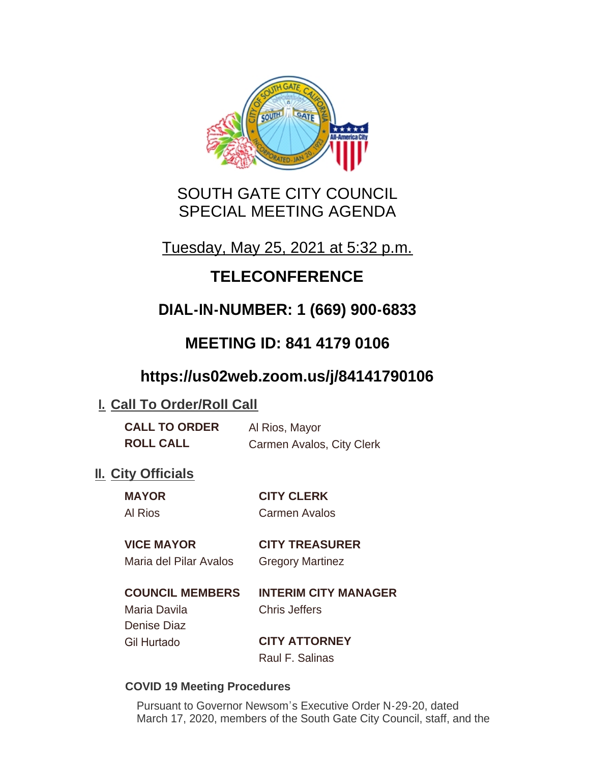# SOUTH GATE CITY COUNCIL
# SPECIAL MEETING AGENDA

Tuesday, May 25, 2021 at 5:32 p.m.

## TELECONFERENCE

## DIAL-IN-NUMBER: 1 (669) 900-6833

## MEETING ID: 841 4179 0106

## https://us02web.zoom.us/j/84141790106

## I. Call To Order/Roll Call

**CALL TO ORDER** Al Rios, Mayor

**ROLL CALL** Carmen Avalos, City Clerk

## II. City Officials

**MAYOR**
Al Rios

**VICE MAYOR**
Maria del Pilar Avalos

**COUNCIL MEMBERS**
Maria Davila
Denise Diaz
Gil Hurtado

**CITY CLERK**
Carmen Avalos

**CITY TREASURER**
Gregory Martinez

**INTERIM CITY MANAGER**
Chris Jeffers

**CITY ATTORNEY**
Raul F. Salinas

**COVID 19 Meeting Procedures**

Pursuant to Governor Newsom's Executive Order N-29-20, dated March 17, 2020, members of the South Gate City Council, staff, and the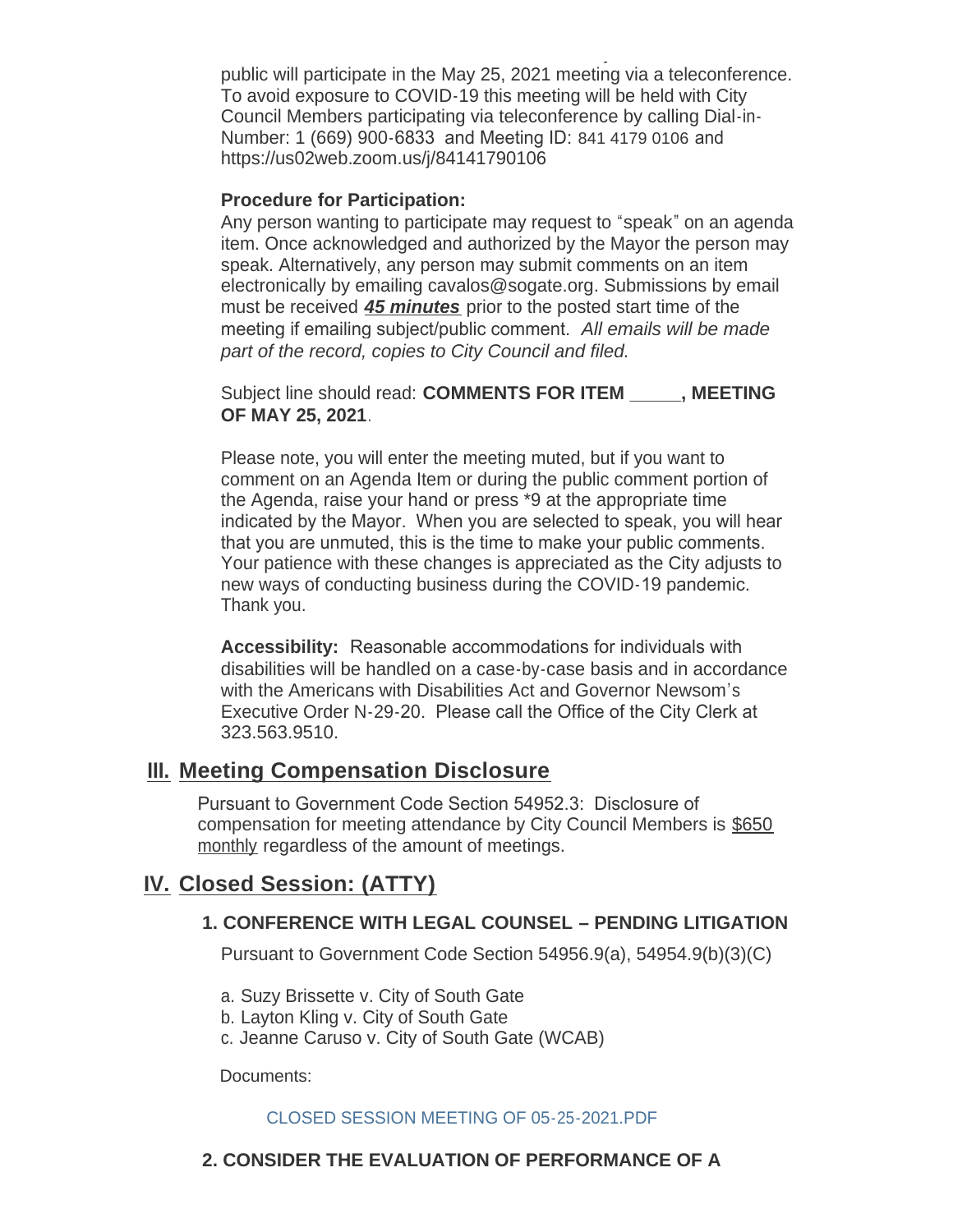public will participate in the May 25, 2021 meeting via a teleconference. To avoid exposure to COVID-19 this meeting will be held with City Council Members participating via teleconference by calling Dial-in-Number: 1 (669) 900-6833 and Meeting ID: 841 4179 0106 and https://us02web.zoom.us/j/84141790106

**Procedure for Participation:**

Any person wanting to participate may request to "speak" on an agenda item. Once acknowledged and authorized by the Mayor the person may speak. Alternatively, any person may submit comments on an item electronically by emailing cavalos@sogate.org. Submissions by email must be received ***45 minutes*** prior to the posted start time of the meeting if emailing subject/public comment. *All emails will be made part of the record, copies to City Council and filed.*

Subject line should read: **COMMENTS FOR ITEM _____, MEETING OF MAY 25, 2021**.

Please note, you will enter the meeting muted, but if you want to comment on an Agenda Item or during the public comment portion of the Agenda, raise your hand or press *9 at the appropriate time indicated by the Mayor. When you are selected to speak, you will hear that you are unmuted, this is the time to make your public comments. Your patience with these changes is appreciated as the City adjusts to new ways of conducting business during the COVID-19 pandemic. Thank you.

**Accessibility:** Reasonable accommodations for individuals with disabilities will be handled on a case-by-case basis and in accordance with the Americans with Disabilities Act and Governor Newsom's Executive Order N-29-20. Please call the Office of the City Clerk at 323.563.9510.

## III. Meeting Compensation Disclosure

Pursuant to Government Code Section 54952.3: Disclosure of compensation for meeting attendance by City Council Members is $650 monthly regardless of the amount of meetings.

## IV. Closed Session: (ATTY)

### 1. CONFERENCE WITH LEGAL COUNSEL – PENDING LITIGATION

Pursuant to Government Code Section 54956.9(a), 54954.9(b)(3)(C)

a. Suzy Brissette v. City of South Gate
b. Layton Kling v. City of South Gate
c. Jeanne Caruso v. City of South Gate (WCAB)

Documents:

CLOSED SESSION MEETING OF 05-25-2021.PDF

### 2. CONSIDER THE EVALUATION OF PERFORMANCE OF A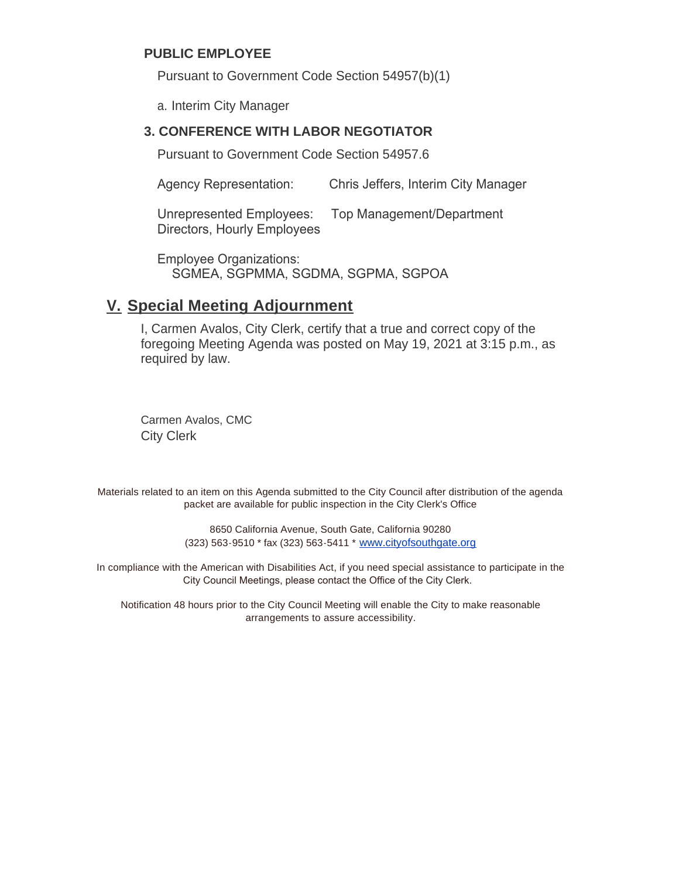**PUBLIC EMPLOYEE**

Pursuant to Government Code Section 54957(b)(1)

a. Interim City Manager

**3. CONFERENCE WITH LABOR NEGOTIATOR**

Pursuant to Government Code Section 54957.6

Agency Representation: Chris Jeffers, Interim City Manager

Unrepresented Employees: Top Management/Department Directors, Hourly Employees

Employee Organizations:
SGMEA, SGPMMA, SGDMA, SGPMA, SGPOA

## V. Special Meeting Adjournment

I, Carmen Avalos, City Clerk, certify that a true and correct copy of the foregoing Meeting Agenda was posted on May 19, 2021 at 3:15 p.m., as required by law.

Carmen Avalos, CMC
City Clerk

Materials related to an item on this Agenda submitted to the City Council after distribution of the agenda packet are available for public inspection in the City Clerk's Office

8650 California Avenue, South Gate, California 90280
(323) 563-9510 * fax (323) 563-5411 * www.cityofsouthgate.org

In compliance with the American with Disabilities Act, if you need special assistance to participate in the City Council Meetings, please contact the Office of the City Clerk.

Notification 48 hours prior to the City Council Meeting will enable the City to make reasonable arrangements to assure accessibility.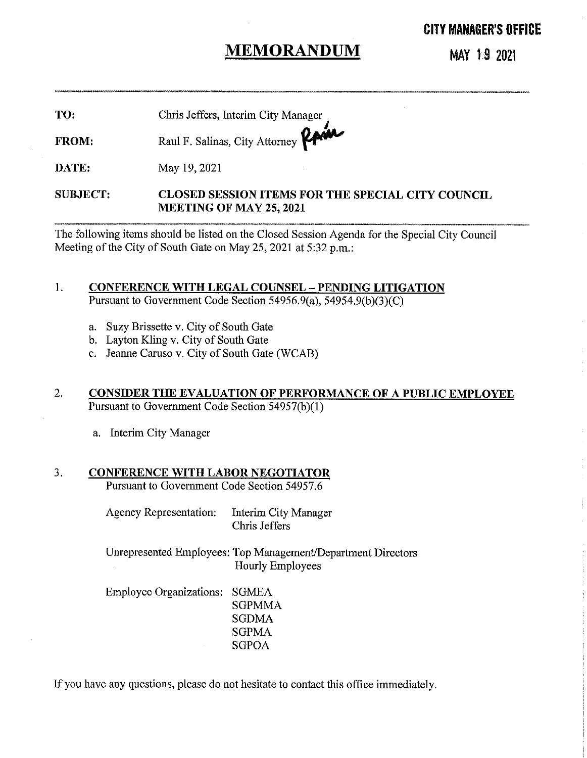**CITY MANAGER'S OFFICE**

**MAY 19 2021**

# MEMORANDUM

**TO:** Chris Jeffers, Interim City Manager

**FROM:** Raul F. Salinas, City Attorney RFS

**DATE:** May 19, 2021

**SUBJECT:** **CLOSED SESSION ITEMS FOR THE SPECIAL CITY COUNCIL MEETING OF MAY 25, 2021**

The following items should be listed on the Closed Session Agenda for the Special City Council Meeting of the City of South Gate on May 25, 2021 at 5:32 p.m.:

1. **CONFERENCE WITH LEGAL COUNSEL – PENDING LITIGATION**
   Pursuant to Government Code Section 54956.9(a), 54954.9(b)(3)(C)

   a. Suzy Brissette v. City of South Gate
   b. Layton Kling v. City of South Gate
   c. Jeanne Caruso v. City of South Gate (WCAB)

2. **CONSIDER THE EVALUATION OF PERFORMANCE OF A PUBLIC EMPLOYEE**
   Pursuant to Government Code Section 54957(b)(1)

   a. Interim City Manager

3. **CONFERENCE WITH LABOR NEGOTIATOR**
   Pursuant to Government Code Section 54957.6

   Agency Representation: Interim City Manager
   Chris Jeffers

   Unrepresented Employees: Top Management/Department Directors
   Hourly Employees

   Employee Organizations: SGMEA
   SGPMMA
   SGDMA
   SGPMA
   SGPOA

If you have any questions, please do not hesitate to contact this office immediately.